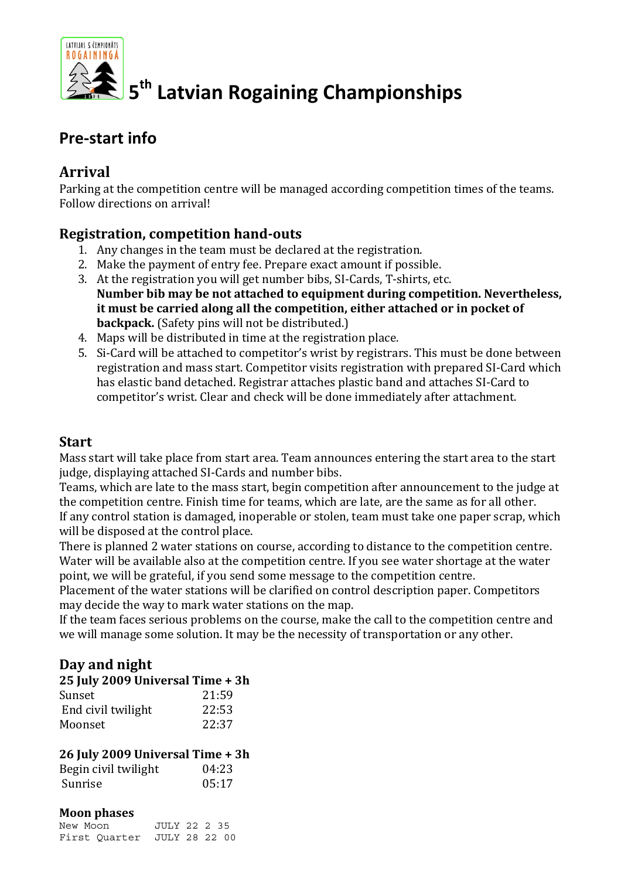# 5th Latvian Rogaining Championships

## Pre-start info

### Arrival

Parking at the competition centre will be managed according competition times of the teams. Follow directions on arrival!

### Registration, competition hand-outs

1. Any changes in the team must be declared at the registration.
2. Make the payment of entry fee. Prepare exact amount if possible.
3. At the registration you will get number bibs, SI-Cards, T-shirts, etc. **Number bib may be not attached to equipment during competition. Nevertheless, it must be carried along all the competition, either attached or in pocket of backpack.** (Safety pins will not be distributed.)
4. Maps will be distributed in time at the registration place.
5. Si-Card will be attached to competitor's wrist by registrars. This must be done between registration and mass start. Competitor visits registration with prepared SI-Card which has elastic band detached. Registrar attaches plastic band and attaches SI-Card to competitor's wrist. Clear and check will be done immediately after attachment.

### Start

Mass start will take place from start area. Team announces entering the start area to the start judge, displaying attached SI-Cards and number bibs.
Teams, which are late to the mass start, begin competition after announcement to the judge at the competition centre. Finish time for teams, which are late, are the same as for all other.
If any control station is damaged, inoperable or stolen, team must take one paper scrap, which will be disposed at the control place.
There is planned 2 water stations on course, according to distance to the competition centre. Water will be available also at the competition centre. If you see water shortage at the water point, we will be grateful, if you send some message to the competition centre.
Placement of the water stations will be clarified on control description paper. Competitors may decide the way to mark water stations on the map.
If the team faces serious problems on the course, make the call to the competition centre and we will manage some solution. It may be the necessity of transportation or any other.

### Day and night

**25 July 2009 Universal Time + 3h**

| | |
|---|---|
| Sunset | 21:59 |
| End civil twilight | 22:53 |
| Moonset | 22:37 |

**26 July 2009 Universal Time + 3h**

| | |
|---|---|
| Begin civil twilight | 04:23 |
| Sunrise | 05:17 |

**Moon phases**

```
New Moon        JULY 22 2 35
First Quarter   JULY 28 22 00
```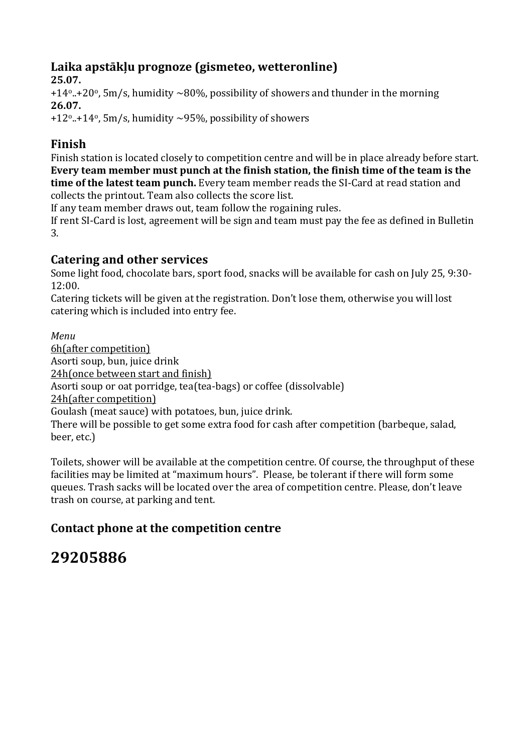## Laika apstākļu prognoze (gismeteo, wetteronline)

**25.07.**

+14°..+20°, 5m/s, humidity ~80%, possibility of showers and thunder in the morning

**26.07.**

+12°..+14°, 5m/s, humidity ~95%, possibility of showers

## Finish

Finish station is located closely to competition centre and will be in place already before start. **Every team member must punch at the finish station, the finish time of the team is the time of the latest team punch.** Every team member reads the SI-Card at read station and collects the printout. Team also collects the score list.

If any team member draws out, team follow the rogaining rules.

If rent SI-Card is lost, agreement will be sign and team must pay the fee as defined in Bulletin 3.

## Catering and other services

Some light food, chocolate bars, sport food, snacks will be available for cash on July 25, 9:30-12:00.

Catering tickets will be given at the registration. Don't lose them, otherwise you will lost catering which is included into entry fee.

*Menu*

<u>6h(after competition)</u>
Asorti soup, bun, juice drink

<u>24h(once between start and finish)</u>
Asorti soup or oat porridge, tea(tea-bags) or coffee (dissolvable)

<u>24h(after competition)</u>
Goulash (meat sauce) with potatoes, bun, juice drink.

There will be possible to get some extra food for cash after competition (barbeque, salad, beer, etc.)

Toilets, shower will be available at the competition centre. Of course, the throughput of these facilities may be limited at "maximum hours". Please, be tolerant if there will form some queues. Trash sacks will be located over the area of competition centre. Please, don't leave trash on course, at parking and tent.

## Contact phone at the competition centre

# 29205886